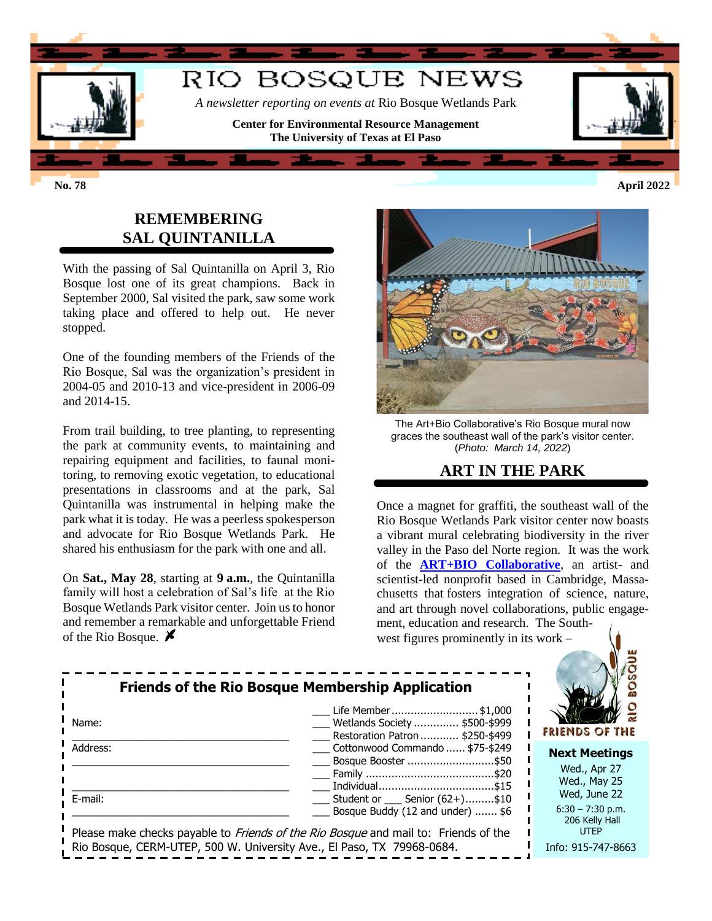# RIO BOSQUE NEWS

*A newsletter reporting on events at* Rio Bosque Wetlands Park

**Center for Environmental Resource Management**
**The University of Texas at El Paso**

**No. 78** **April 2022**

## REMEMBERING SAL QUINTANILLA

With the passing of Sal Quintanilla on April 3, Rio Bosque lost one of its great champions. Back in September 2000, Sal visited the park, saw some work taking place and offered to help out. He never stopped.

One of the founding members of the Friends of the Rio Bosque, Sal was the organization's president in 2004-05 and 2010-13 and vice-president in 2006-09 and 2014-15.

From trail building, to tree planting, to representing the park at community events, to maintaining and repairing equipment and facilities, to faunal monitoring, to removing exotic vegetation, to educational presentations in classrooms and at the park, Sal Quintanilla was instrumental in helping make the park what it is today. He was a peerless spokesperson and advocate for Rio Bosque Wetlands Park. He shared his enthusiasm for the park with one and all.

On **Sat., May 28**, starting at **9 a.m.**, the Quintanilla family will host a celebration of Sal's life at the Rio Bosque Wetlands Park visitor center. Join us to honor and remember a remarkable and unforgettable Friend of the Rio Bosque.

The Art+Bio Collaborative's Rio Bosque mural now graces the southeast wall of the park's visitor center. (*Photo: March 14, 2022*)

## ART IN THE PARK

Once a magnet for graffiti, the southeast wall of the Rio Bosque Wetlands Park visitor center now boasts a vibrant mural celebrating biodiversity in the river valley in the Paso del Norte region. It was the work of the **ART+BIO Collaborative**, an artist- and scientist-led nonprofit based in Cambridge, Massachusetts that fosters integration of science, nature, and art through novel collaborations, public engagement, education and research. The Southwest figures prominently in its work –

### Friends of the Rio Bosque Membership Application

Name: ______________________________

Address: ______________________________

______________________________

E-mail: ______________________________

- ___ Life Member ........................... $1,000
- ___ Wetlands Society ............. $500-$999
- ___ Restoration Patron ............ $250-$499
- ___ Cottonwood Commando ...... $75-$249
- ___ Bosque Booster ........................... $50
- ___ Family ........................................ $20
- ___ Individual .................................... $15
- ___ Student or ___ Senior (62+) ......... $10
- ___ Bosque Buddy (12 and under) ....... $6

Please make checks payable to *Friends of the Rio Bosque* and mail to: Friends of the Rio Bosque, CERM-UTEP, 500 W. University Ave., El Paso, TX 79968-0684.

FRIENDS OF THE RIO BOSQUE

**Next Meetings**

Wed., Apr 27
Wed., May 25
Wed, June 22

6:30 – 7:30 p.m.
206 Kelly Hall
UTEP

Info: 915-747-8663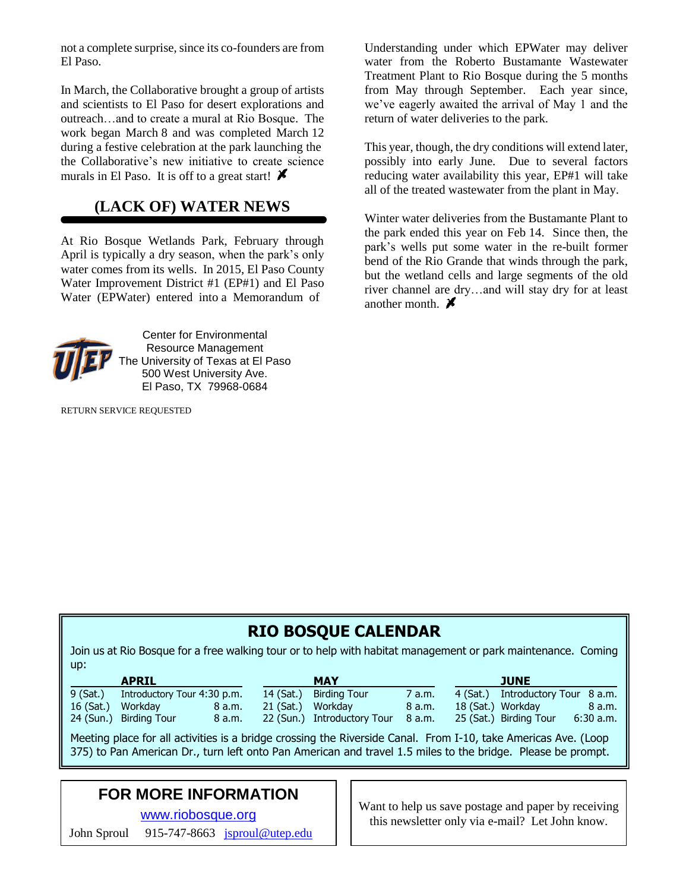not a complete surprise, since its co-founders are from El Paso.

In March, the Collaborative brought a group of artists and scientists to El Paso for desert explorations and outreach…and to create a mural at Rio Bosque. The work began March 8 and was completed March 12 during a festive celebration at the park launching the the Collaborative's new initiative to create science murals in El Paso. It is off to a great start!

## (LACK OF) WATER NEWS

At Rio Bosque Wetlands Park, February through April is typically a dry season, when the park's only water comes from its wells. In 2015, El Paso County Water Improvement District #1 (EP#1) and El Paso Water (EPWater) entered into a Memorandum of Understanding under which EPWater may deliver water from the Roberto Bustamante Wastewater Treatment Plant to Rio Bosque during the 5 months from May through September. Each year since, we've eagerly awaited the arrival of May 1 and the return of water deliveries to the park.

This year, though, the dry conditions will extend later, possibly into early June. Due to several factors reducing water availability this year, EP#1 will take all of the treated wastewater from the plant in May.

Winter water deliveries from the Bustamante Plant to the park ended this year on Feb 14. Since then, the park's wells put some water in the re-built former bend of the Rio Grande that winds through the park, but the wetland cells and large segments of the old river channel are dry…and will stay dry for at least another month.

Center for Environmental Resource Management
The University of Texas at El Paso
500 West University Ave.
El Paso, TX 79968-0684

RETURN SERVICE REQUESTED

## RIO BOSQUE CALENDAR

Join us at Rio Bosque for a free walking tour or to help with habitat management or park maintenance. Coming up:

**APRIL**

| | | |
|---|---|---|
| 9 (Sat.) | Introductory Tour | 4:30 p.m. |
| 16 (Sat.) | Workday | 8 a.m. |
| 24 (Sun.) | Birding Tour | 8 a.m. |

**MAY**

| | | |
|---|---|---|
| 14 (Sat.) | Birding Tour | 7 a.m. |
| 21 (Sat.) | Workday | 8 a.m. |
| 22 (Sun.) | Introductory Tour | 8 a.m. |

**JUNE**

| | | |
|---|---|---|
| 4 (Sat.) | Introductory Tour | 8 a.m. |
| 18 (Sat.) | Workday | 8 a.m. |
| 25 (Sat.) | Birding Tour | 6:30 a.m. |

Meeting place for all activities is a bridge crossing the Riverside Canal. From I-10, take Americas Ave. (Loop 375) to Pan American Dr., turn left onto Pan American and travel 1.5 miles to the bridge. Please be prompt.

## FOR MORE INFORMATION

www.riobosque.org

John Sproul 915-747-8663 jsproul@utep.edu

Want to help us save postage and paper by receiving this newsletter only via e-mail? Let John know.